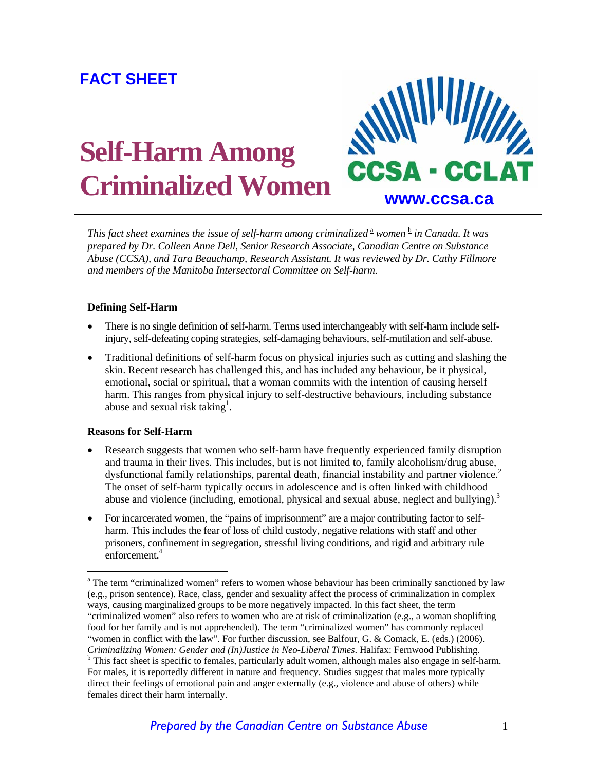**FACT SHEET**

# Self-Harm Among Criminalized Women

CCSA - CCLAT

www.ccsa.ca

*This fact sheet examines the issue of self-harm among criminalized [a] women [b] in Canada. It was prepared by Dr. Colleen Anne Dell, Senior Research Associate, Canadian Centre on Substance Abuse (CCSA), and Tara Beauchamp, Research Assistant. It was reviewed by Dr. Cathy Fillmore and members of the Manitoba Intersectoral Committee on Self-harm.*

**Defining Self-Harm**

- There is no single definition of self-harm. Terms used interchangeably with self-harm include self-injury, self-defeating coping strategies, self-damaging behaviours, self-mutilation and self-abuse.
- Traditional definitions of self-harm focus on physical injuries such as cutting and slashing the skin. Recent research has challenged this, and has included any behaviour, be it physical, emotional, social or spiritual, that a woman commits with the intention of causing herself harm. This ranges from physical injury to self-destructive behaviours, including substance abuse and sexual risk taking[1].

**Reasons for Self-Harm**

- Research suggests that women who self-harm have frequently experienced family disruption and trauma in their lives. This includes, but is not limited to, family alcoholism/drug abuse, dysfunctional family relationships, parental death, financial instability and partner violence.[2] The onset of self-harm typically occurs in adolescence and is often linked with childhood abuse and violence (including, emotional, physical and sexual abuse, neglect and bullying).[3]
- For incarcerated women, the "pains of imprisonment" are a major contributing factor to self-harm. This includes the fear of loss of child custody, negative relations with staff and other prisoners, confinement in segregation, stressful living conditions, and rigid and arbitrary rule enforcement.[4]

---

[a] The term "criminalized women" refers to women whose behaviour has been criminally sanctioned by law (e.g., prison sentence). Race, class, gender and sexuality affect the process of criminalization in complex ways, causing marginalized groups to be more negatively impacted. In this fact sheet, the term "criminalized women" also refers to women who are at risk of criminalization (e.g., a woman shoplifting food for her family and is not apprehended). The term "criminalized women" has commonly replaced "women in conflict with the law". For further discussion, see Balfour, G. & Comack, E. (eds.) (2006). *Criminalizing Women: Gender and (In)Justice in Neo-Liberal Times*. Halifax: Fernwood Publishing.

[b] This fact sheet is specific to females, particularly adult women, although males also engage in self-harm. For males, it is reportedly different in nature and frequency. Studies suggest that males more typically direct their feelings of emotional pain and anger externally (e.g., violence and abuse of others) while females direct their harm internally.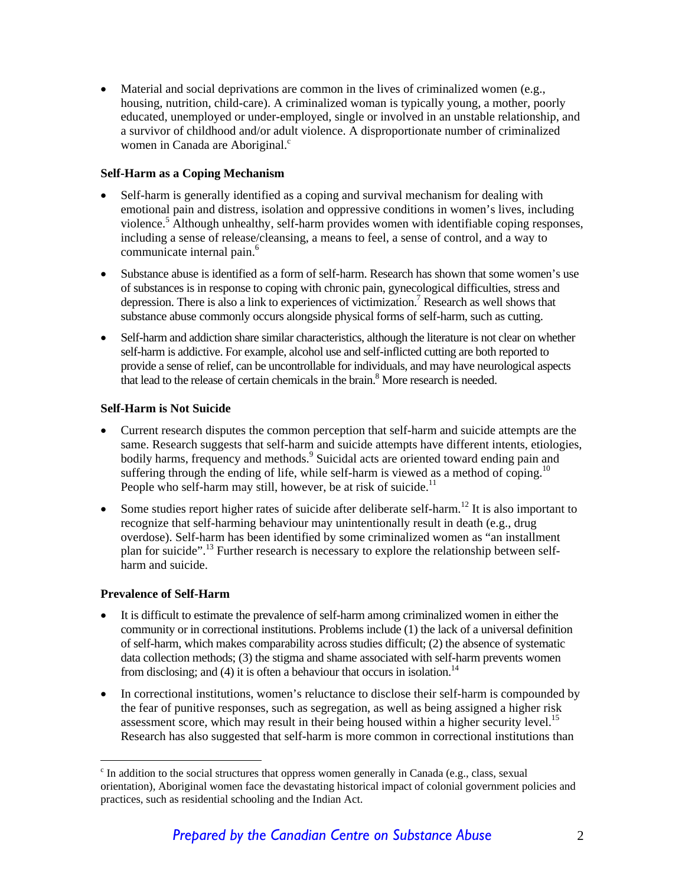- Material and social deprivations are common in the lives of criminalized women (e.g., housing, nutrition, child-care). A criminalized woman is typically young, a mother, poorly educated, unemployed or under-employed, single or involved in an unstable relationship, and a survivor of childhood and/or adult violence. A disproportionate number of criminalized women in Canada are Aboriginal.[c]

**Self-Harm as a Coping Mechanism**

- Self-harm is generally identified as a coping and survival mechanism for dealing with emotional pain and distress, isolation and oppressive conditions in women's lives, including violence.[5] Although unhealthy, self-harm provides women with identifiable coping responses, including a sense of release/cleansing, a means to feel, a sense of control, and a way to communicate internal pain.[6]

- Substance abuse is identified as a form of self-harm. Research has shown that some women's use of substances is in response to coping with chronic pain, gynecological difficulties, stress and depression. There is also a link to experiences of victimization.[7] Research as well shows that substance abuse commonly occurs alongside physical forms of self-harm, such as cutting.

- Self-harm and addiction share similar characteristics, although the literature is not clear on whether self-harm is addictive. For example, alcohol use and self-inflicted cutting are both reported to provide a sense of relief, can be uncontrollable for individuals, and may have neurological aspects that lead to the release of certain chemicals in the brain.[8] More research is needed.

**Self-Harm is Not Suicide**

- Current research disputes the common perception that self-harm and suicide attempts are the same. Research suggests that self-harm and suicide attempts have different intents, etiologies, bodily harms, frequency and methods.[9] Suicidal acts are oriented toward ending pain and suffering through the ending of life, while self-harm is viewed as a method of coping.[10] People who self-harm may still, however, be at risk of suicide.[11]

- Some studies report higher rates of suicide after deliberate self-harm.[12] It is also important to recognize that self-harming behaviour may unintentionally result in death (e.g., drug overdose). Self-harm has been identified by some criminalized women as "an installment plan for suicide".[13] Further research is necessary to explore the relationship between self-harm and suicide.

**Prevalence of Self-Harm**

- It is difficult to estimate the prevalence of self-harm among criminalized women in either the community or in correctional institutions. Problems include (1) the lack of a universal definition of self-harm, which makes comparability across studies difficult; (2) the absence of systematic data collection methods; (3) the stigma and shame associated with self-harm prevents women from disclosing; and (4) it is often a behaviour that occurs in isolation.[14]

- In correctional institutions, women's reluctance to disclose their self-harm is compounded by the fear of punitive responses, such as segregation, as well as being assigned a higher risk assessment score, which may result in their being housed within a higher security level.[15] Research has also suggested that self-harm is more common in correctional institutions than

---

[c] In addition to the social structures that oppress women generally in Canada (e.g., class, sexual orientation), Aboriginal women face the devastating historical impact of colonial government policies and practices, such as residential schooling and the Indian Act.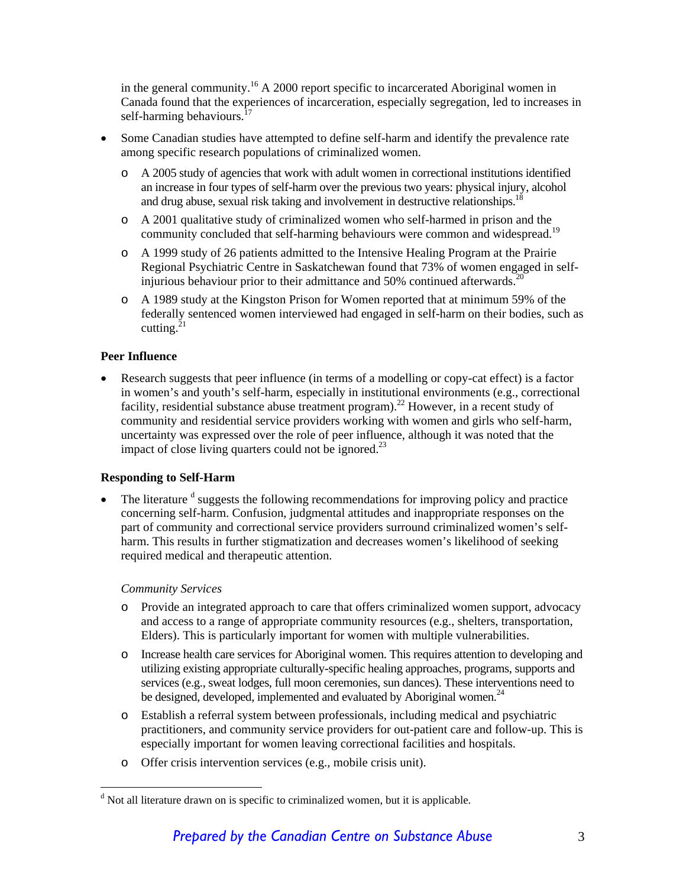in the general community.[16] A 2000 report specific to incarcerated Aboriginal women in Canada found that the experiences of incarceration, especially segregation, led to increases in self-harming behaviours.[17]

- Some Canadian studies have attempted to define self-harm and identify the prevalence rate among specific research populations of criminalized women.
  - A 2005 study of agencies that work with adult women in correctional institutions identified an increase in four types of self-harm over the previous two years: physical injury, alcohol and drug abuse, sexual risk taking and involvement in destructive relationships.[18]
  - A 2001 qualitative study of criminalized women who self-harmed in prison and the community concluded that self-harming behaviours were common and widespread.[19]
  - A 1999 study of 26 patients admitted to the Intensive Healing Program at the Prairie Regional Psychiatric Centre in Saskatchewan found that 73% of women engaged in self-injurious behaviour prior to their admittance and 50% continued afterwards.[20]
  - A 1989 study at the Kingston Prison for Women reported that at minimum 59% of the federally sentenced women interviewed had engaged in self-harm on their bodies, such as cutting.[21]

**Peer Influence**

- Research suggests that peer influence (in terms of a modelling or copy-cat effect) is a factor in women's and youth's self-harm, especially in institutional environments (e.g., correctional facility, residential substance abuse treatment program).[22] However, in a recent study of community and residential service providers working with women and girls who self-harm, uncertainty was expressed over the role of peer influence, although it was noted that the impact of close living quarters could not be ignored.[23]

**Responding to Self-Harm**

- The literature [d] suggests the following recommendations for improving policy and practice concerning self-harm. Confusion, judgmental attitudes and inappropriate responses on the part of community and correctional service providers surround criminalized women's self-harm. This results in further stigmatization and decreases women's likelihood of seeking required medical and therapeutic attention.

  *Community Services*

  - Provide an integrated approach to care that offers criminalized women support, advocacy and access to a range of appropriate community resources (e.g., shelters, transportation, Elders). This is particularly important for women with multiple vulnerabilities.
  - Increase health care services for Aboriginal women. This requires attention to developing and utilizing existing appropriate culturally-specific healing approaches, programs, supports and services (e.g., sweat lodges, full moon ceremonies, sun dances). These interventions need to be designed, developed, implemented and evaluated by Aboriginal women.[24]
  - Establish a referral system between professionals, including medical and psychiatric practitioners, and community service providers for out-patient care and follow-up. This is especially important for women leaving correctional facilities and hospitals.
  - Offer crisis intervention services (e.g., mobile crisis unit).

[d] Not all literature drawn on is specific to criminalized women, but it is applicable.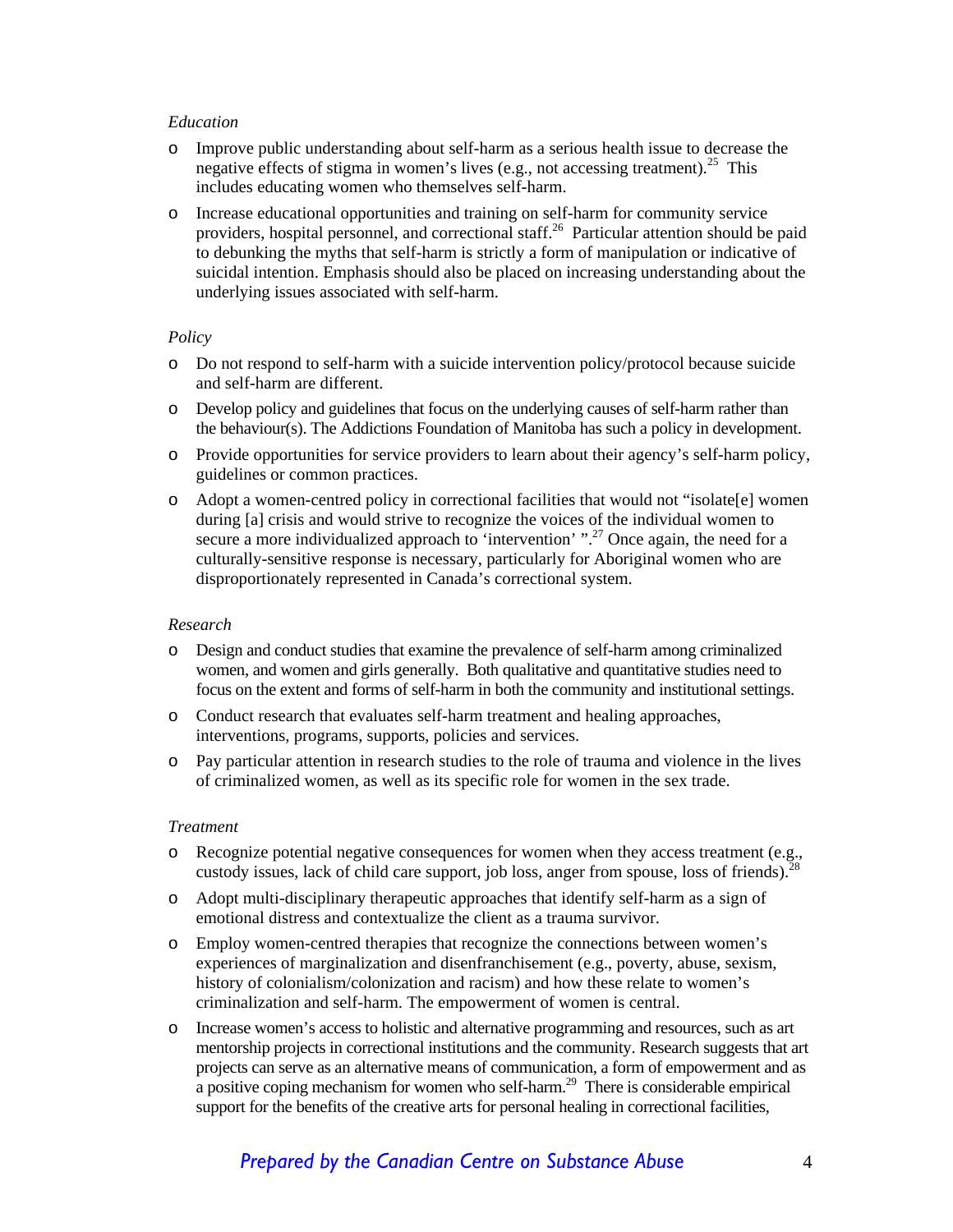*Education*

- Improve public understanding about self-harm as a serious health issue to decrease the negative effects of stigma in women's lives (e.g., not accessing treatment).[25] This includes educating women who themselves self-harm.
- Increase educational opportunities and training on self-harm for community service providers, hospital personnel, and correctional staff.[26] Particular attention should be paid to debunking the myths that self-harm is strictly a form of manipulation or indicative of suicidal intention. Emphasis should also be placed on increasing understanding about the underlying issues associated with self-harm.

*Policy*

- Do not respond to self-harm with a suicide intervention policy/protocol because suicide and self-harm are different.
- Develop policy and guidelines that focus on the underlying causes of self-harm rather than the behaviour(s). The Addictions Foundation of Manitoba has such a policy in development.
- Provide opportunities for service providers to learn about their agency's self-harm policy, guidelines or common practices.
- Adopt a women-centred policy in correctional facilities that would not "isolate[e] women during [a] crisis and would strive to recognize the voices of the individual women to secure a more individualized approach to 'intervention' ".[27] Once again, the need for a culturally-sensitive response is necessary, particularly for Aboriginal women who are disproportionately represented in Canada's correctional system.

*Research*

- Design and conduct studies that examine the prevalence of self-harm among criminalized women, and women and girls generally. Both qualitative and quantitative studies need to focus on the extent and forms of self-harm in both the community and institutional settings.
- Conduct research that evaluates self-harm treatment and healing approaches, interventions, programs, supports, policies and services.
- Pay particular attention in research studies to the role of trauma and violence in the lives of criminalized women, as well as its specific role for women in the sex trade.

*Treatment*

- Recognize potential negative consequences for women when they access treatment (e.g., custody issues, lack of child care support, job loss, anger from spouse, loss of friends).[28]
- Adopt multi-disciplinary therapeutic approaches that identify self-harm as a sign of emotional distress and contextualize the client as a trauma survivor.
- Employ women-centred therapies that recognize the connections between women's experiences of marginalization and disenfranchisement (e.g., poverty, abuse, sexism, history of colonialism/colonization and racism) and how these relate to women's criminalization and self-harm. The empowerment of women is central.
- Increase women's access to holistic and alternative programming and resources, such as art mentorship projects in correctional institutions and the community. Research suggests that art projects can serve as an alternative means of communication, a form of empowerment and as a positive coping mechanism for women who self-harm.[29] There is considerable empirical support for the benefits of the creative arts for personal healing in correctional facilities,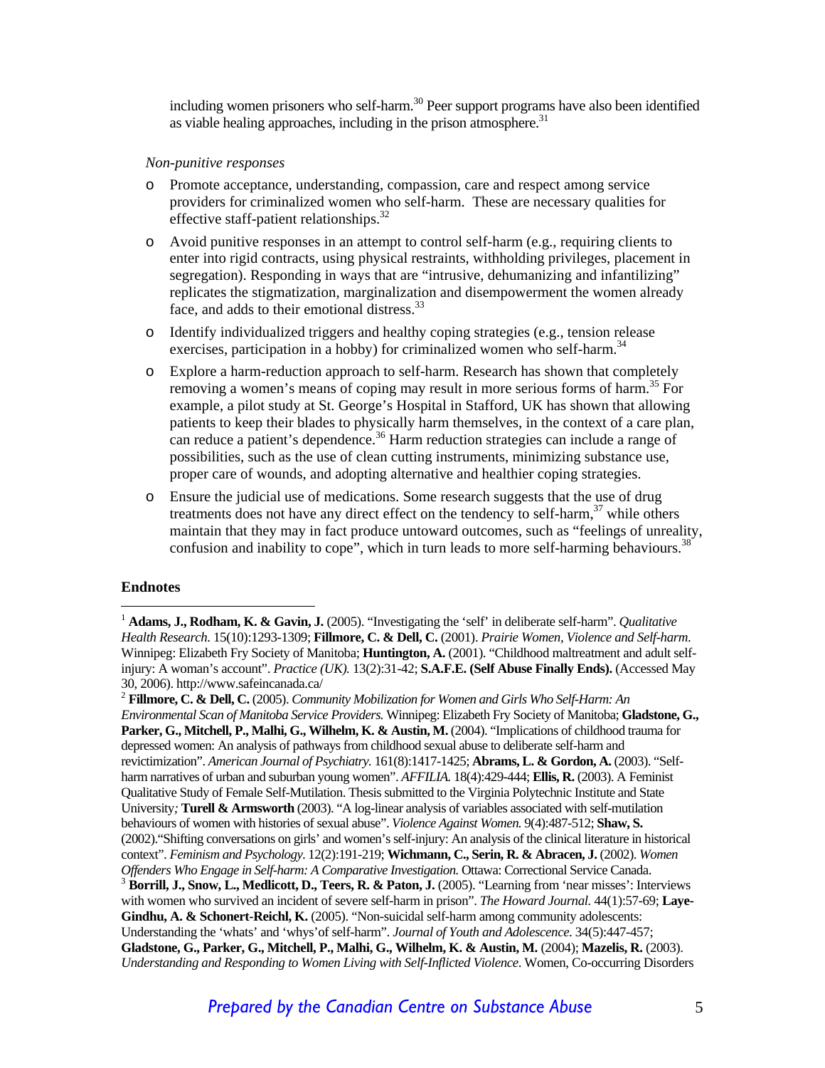including women prisoners who self-harm.[30] Peer support programs have also been identified as viable healing approaches, including in the prison atmosphere.[31]

*Non-punitive responses*

- Promote acceptance, understanding, compassion, care and respect among service providers for criminalized women who self-harm. These are necessary qualities for effective staff-patient relationships.[32]
- Avoid punitive responses in an attempt to control self-harm (e.g., requiring clients to enter into rigid contracts, using physical restraints, withholding privileges, placement in segregation). Responding in ways that are "intrusive, dehumanizing and infantilizing" replicates the stigmatization, marginalization and disempowerment the women already face, and adds to their emotional distress.[33]
- Identify individualized triggers and healthy coping strategies (e.g., tension release exercises, participation in a hobby) for criminalized women who self-harm.[34]
- Explore a harm-reduction approach to self-harm. Research has shown that completely removing a women's means of coping may result in more serious forms of harm.[35] For example, a pilot study at St. George's Hospital in Stafford, UK has shown that allowing patients to keep their blades to physically harm themselves, in the context of a care plan, can reduce a patient's dependence.[36] Harm reduction strategies can include a range of possibilities, such as the use of clean cutting instruments, minimizing substance use, proper care of wounds, and adopting alternative and healthier coping strategies.
- Ensure the judicial use of medications. Some research suggests that the use of drug treatments does not have any direct effect on the tendency to self-harm,[37] while others maintain that they may in fact produce untoward outcomes, such as "feelings of unreality, confusion and inability to cope", which in turn leads to more self-harming behaviours.[38]

**Endnotes**

[1] **Adams, J., Rodham, K. & Gavin, J.** (2005). "Investigating the 'self' in deliberate self-harm". *Qualitative Health Research*. 15(10):1293-1309; **Fillmore, C. & Dell, C.** (2001). *Prairie Women, Violence and Self-harm*. Winnipeg: Elizabeth Fry Society of Manitoba; **Huntington, A.** (2001). "Childhood maltreatment and adult self-injury: A woman's account". *Practice (UK).* 13(2):31-42; **S.A.F.E. (Self Abuse Finally Ends).** (Accessed May 30, 2006). http://www.safeincanada.ca/

[2] **Fillmore, C. & Dell, C.** (2005). *Community Mobilization for Women and Girls Who Self-Harm: An Environmental Scan of Manitoba Service Providers.* Winnipeg: Elizabeth Fry Society of Manitoba; **Gladstone, G., Parker, G., Mitchell, P., Malhi, G., Wilhelm, K. & Austin, M.** (2004). "Implications of childhood trauma for depressed women: An analysis of pathways from childhood sexual abuse to deliberate self-harm and revictimization". *American Journal of Psychiatry.* 161(8):1417-1425; **Abrams, L. & Gordon, A.** (2003). "Self-harm narratives of urban and suburban young women". *AFFILIA.* 18(4):429-444; **Ellis, R.** (2003). A Feminist Qualitative Study of Female Self-Mutilation. Thesis submitted to the Virginia Polytechnic Institute and State University*;* **Turell & Armsworth** (2003). "A log-linear analysis of variables associated with self-mutilation behaviours of women with histories of sexual abuse". *Violence Against Women.* 9(4):487-512; **Shaw, S.** (2002)."Shifting conversations on girls' and women's self-injury: An analysis of the clinical literature in historical context". *Feminism and Psychology.* 12(2):191-219; **Wichmann, C., Serin, R. & Abracen, J.** (2002). *Women Offenders Who Engage in Self-harm: A Comparative Investigation.* Ottawa: Correctional Service Canada.

[3] **Borrill, J., Snow, L., Medlicott, D., Teers, R. & Paton, J.** (2005). "Learning from 'near misses': Interviews with women who survived an incident of severe self-harm in prison". *The Howard Journal.* 44(1):57-69; **Laye-Gindhu, A. & Schonert-Reichl, K.** (2005). "Non-suicidal self-harm among community adolescents: Understanding the 'whats' and 'whys'of self-harm". *Journal of Youth and Adolescence.* 34(5):447-457; **Gladstone, G., Parker, G., Mitchell, P., Malhi, G., Wilhelm, K. & Austin, M.** (2004); **Mazelis, R.** (2003). *Understanding and Responding to Women Living with Self-Inflicted Violence*. Women, Co-occurring Disorders

*Prepared by the Canadian Centre on Substance Abuse*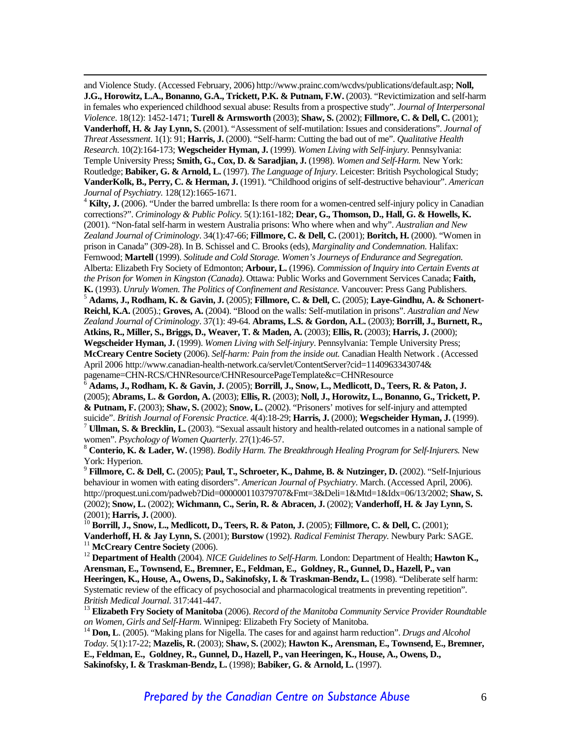and Violence Study. (Accessed February, 2006) http://www.prainc.com/wcdvs/publications/default.asp; **Noll, J.G., Horowitz, L.A., Bonanno, G.A., Trickett, P.K. & Putnam, F.W.** (2003). "Revictimization and self-harm in females who experienced childhood sexual abuse: Results from a prospective study". *Journal of Interpersonal Violence*. 18(12): 1452-1471; **Turell & Armsworth** (2003); **Shaw, S.** (2002); **Fillmore, C. & Dell, C.** (2001); **Vanderhoff, H. & Jay Lynn, S.** (2001). "Assessment of self-mutilation: Issues and considerations". *Journal of Threat Assessment*. 1(1): 91; **Harris, J.** (2000). "Self-harm: Cutting the bad out of me". *Qualitative Health Research*. 10(2):164-173; **Wegscheider Hyman, J.** (1999). *Women Living with Self-injury*. Pennsylvania: Temple University Press**; Smith, G., Cox, D. & Saradjian, J.** (1998). *Women and Self-Harm.* New York: Routledge; **Babiker, G. & Arnold, L.** (1997). *The Language of Injury*. Leicester: British Psychological Study; **VanderKolk, B., Perry, C. & Herman, J.** (1991). "Childhood origins of self-destructive behaviour". *American Journal of Psychiatry.* 128(12):1665-1671.

[4] **Kilty, J.** (2006). "Under the barred umbrella: Is there room for a women-centred self-injury policy in Canadian corrections?". *Criminology & Public Policy.* 5(1):161-182; **Dear, G., Thomson, D., Hall, G. & Howells, K.** (2001). "Non-fatal self-harm in western Australia prisons: Who where when and why". *Australian and New Zealand Journal of Criminology*. 34(1):47-66; **Fillmore, C. & Dell, C.** (2001); **Boritch, H.** (2000). "Women in prison in Canada" (309-28). In B. Schissel and C. Brooks (eds), *Marginality and Condemnation.* Halifax: Fernwood; **Martell** (1999). *Solitude and Cold Storage. Women's Journeys of Endurance and Segregation.* Alberta: Elizabeth Fry Society of Edmonton; **Arbour, L.** (1996). *Commission of Inquiry into Certain Events at the Prison for Women in Kingston (Canada)*. Ottawa: Public Works and Government Services Canada; **Faith, K.** (1993). *Unruly Women. The Politics of Confinement and Resistance.* Vancouver: Press Gang Publishers.

[5] **Adams, J., Rodham, K. & Gavin, J.** (2005); **Fillmore, C. & Dell, C.** (2005); **Laye-Gindhu, A. & Schonert-Reichl, K.A.** (2005).; **Groves, A.** (2004). "Blood on the walls: Self-mutilation in prisons". *Australian and New Zealand Journal of Criminology*. 37(1): 49-64. **Abrams, L.S. & Gordon, A.L.** (2003); **Borrill, J., Burnett, R., Atkins, R., Miller, S., Briggs, D., Weaver, T. & Maden, A.** (2003); **Ellis, R.** (2003); **Harris, J.** (2000); **Wegscheider Hyman, J.** (1999). *Women Living with Self-injury*. Pennsylvania: Temple University Press; **McCreary Centre Society** (2006). *Self-harm: Pain from the inside out.* Canadian Health Network . (Accessed April 2006 http://www.canadian-health-network.ca/servlet/ContentServer?cid=1140963343074& pagename=CHN-RCS/CHNResource/CHNResourcePageTemplate&c=CHNResource

[6] **Adams, J., Rodham, K. & Gavin, J.** (2005); **Borrill, J., Snow, L., Medlicott, D., Teers, R. & Paton, J.** (2005); **Abrams, L. & Gordon, A.** (2003); **Ellis, R.** (2003); **Noll, J., Horowitz, L., Bonanno, G., Trickett, P. & Putnam, F.** (2003); **Shaw, S.** (2002); **Snow, L.** (2002). "Prisoners' motives for self-injury and attempted suicide". *British Journal of Forensic Practice.* 4(4):18-29; **Harris, J.** (2000); **Wegscheider Hyman, J.** (1999).

[7] **Ullman, S. & Brecklin, L.** (2003). "Sexual assault history and health-related outcomes in a national sample of women". *Psychology of Women Quarterly*. 27(1):46-57.

[8] **Conterio, K. & Lader, W.** (1998). *Bodily Harm. The Breakthrough Healing Program for Self-Injurers.* New York: Hyperion.

[9] **Fillmore, C. & Dell, C.** (2005); **Paul, T., Schroeter, K., Dahme, B. & Nutzinger, D.** (2002). "Self-Injurious behaviour in women with eating disorders". *American Journal of Psychiatry*. March. (Accessed April, 2006). http://proquest.uni.com/padweb?Did=000000110379707&Fmt=3&Deli=1&Mtd=1&Idx=06/13/2002; **Shaw, S.** (2002); **Snow, L.** (2002); **Wichmann, C., Serin, R. & Abracen, J.** (2002); **Vanderhoff, H. & Jay Lynn, S.** (2001); **Harris, J.** (2000).

[10] **Borrill, J., Snow, L., Medlicott, D., Teers, R. & Paton, J.** (2005); **Fillmore, C. & Dell, C.** (2001); **Vanderhoff, H. & Jay Lynn, S.** (2001); **Burstow** (1992). *Radical Feminist Therapy.* Newbury Park: SAGE.

[11] **McCreary Centre Society** (2006).

[12] **Department of Health** (2004). *NICE Guidelines to Self-Harm.* London: Department of Health; **Hawton K., Arensman, E., Townsend, E., Bremner, E., Feldman, E., Goldney, R., Gunnel, D., Hazell, P., van Heeringen, K., House, A., Owens, D., Sakinofsky, I. & Traskman-Bendz, L.** (1998). "Deliberate self harm: Systematic review of the efficacy of psychosocial and pharmacological treatments in preventing repetition". *British Medical Journal*. 317:441-447.

[13] **Elizabeth Fry Society of Manitoba** (2006). *Record of the Manitoba Community Service Provider Roundtable on Women, Girls and Self-Harm*. Winnipeg: Elizabeth Fry Society of Manitoba.

[14] **Don, L**. (2005). "Making plans for Nigella. The cases for and against harm reduction". *Drugs and Alcohol Today*. 5(1):17-22; **Mazelis, R.** (2003); **Shaw, S.** (2002); **Hawton K., Arensman, E., Townsend, E., Bremner, E., Feldman, E., Goldney, R., Gunnel, D., Hazell, P., van Heeringen, K., House, A., Owens, D., Sakinofsky, I. & Traskman-Bendz, L.** (1998); **Babiker, G. & Arnold, L.** (1997).

*Prepared by the Canadian Centre on Substance Abuse*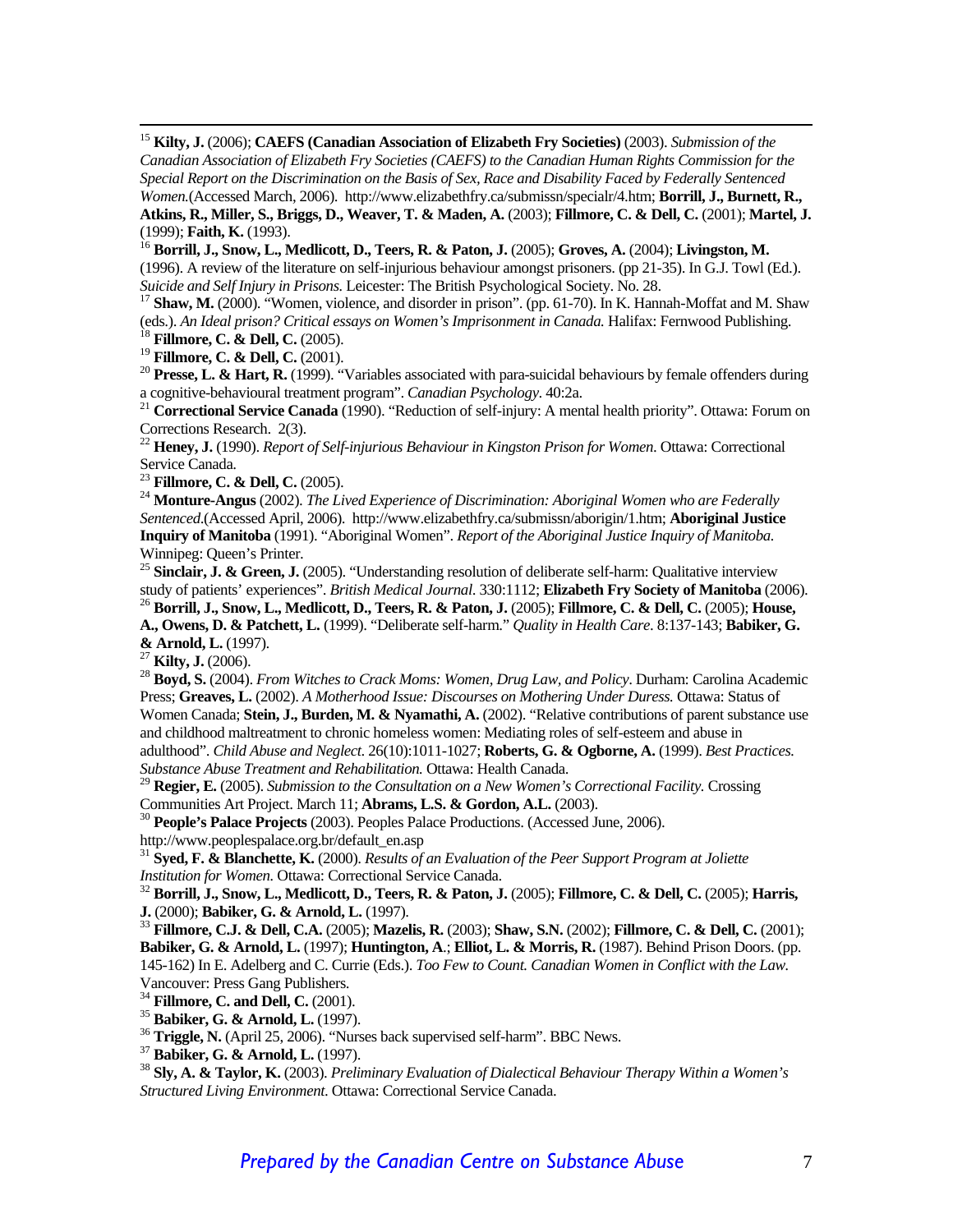[15] **Kilty, J.** (2006); **CAEFS (Canadian Association of Elizabeth Fry Societies)** (2003). *Submission of the Canadian Association of Elizabeth Fry Societies (CAEFS) to the Canadian Human Rights Commission for the Special Report on the Discrimination on the Basis of Sex, Race and Disability Faced by Federally Sentenced Women.*(Accessed March, 2006). http://www.elizabethfry.ca/submissn/specialr/4.htm; **Borrill, J., Burnett, R., Atkins, R., Miller, S., Briggs, D., Weaver, T. & Maden, A.** (2003); **Fillmore, C. & Dell, C.** (2001); **Martel, J.** (1999); **Faith, K.** (1993).

[16] **Borrill, J., Snow, L., Medlicott, D., Teers, R. & Paton, J.** (2005); **Groves, A.** (2004); **Livingston, M.** (1996). A review of the literature on self-injurious behaviour amongst prisoners. (pp 21-35). In G.J. Towl (Ed.). *Suicide and Self Injury in Prisons.* Leicester: The British Psychological Society. No. 28.

[17] **Shaw, M.** (2000). "Women, violence, and disorder in prison". (pp. 61-70). In K. Hannah-Moffat and M. Shaw (eds.). *An Ideal prison? Critical essays on Women's Imprisonment in Canada.* Halifax: Fernwood Publishing.

[18] **Fillmore, C. & Dell, C.** (2005).

[19] **Fillmore, C. & Dell, C.** (2001).

[20] **Presse, L. & Hart, R.** (1999). "Variables associated with para-suicidal behaviours by female offenders during a cognitive-behavioural treatment program". *Canadian Psychology*. 40:2a.

[21] **Correctional Service Canada** (1990). "Reduction of self-injury: A mental health priority". Ottawa: Forum on Corrections Research. 2(3).

[22] **Heney, J.** (1990). *Report of Self-injurious Behaviour in Kingston Prison for Women*. Ottawa: Correctional Service Canada.

[23] **Fillmore, C. & Dell, C.** (2005).

[24] **Monture-Angus** (2002). *The Lived Experience of Discrimination: Aboriginal Women who are Federally Sentenced*.(Accessed April, 2006). http://www.elizabethfry.ca/submissn/aborigin/1.htm; **Aboriginal Justice Inquiry of Manitoba** (1991). "Aboriginal Women". *Report of the Aboriginal Justice Inquiry of Manitoba.* Winnipeg: Queen's Printer.

[25] **Sinclair, J. & Green, J.** (2005). "Understanding resolution of deliberate self-harm: Qualitative interview study of patients' experiences". *British Medical Journal*. 330:1112; **Elizabeth Fry Society of Manitoba** (2006).

[26] **Borrill, J., Snow, L., Medlicott, D., Teers, R. & Paton, J.** (2005); **Fillmore, C. & Dell, C.** (2005); **House, A., Owens, D. & Patchett, L.** (1999). "Deliberate self-harm." *Quality in Health Care*. 8:137-143; **Babiker, G. & Arnold, L.** (1997).

[27] **Kilty, J.** (2006).

[28] **Boyd, S.** (2004). *From Witches to Crack Moms: Women, Drug Law, and Policy*. Durham: Carolina Academic Press; **Greaves, L.** (2002). *A Motherhood Issue: Discourses on Mothering Under Duress.* Ottawa: Status of Women Canada; **Stein, J., Burden, M. & Nyamathi, A.** (2002). "Relative contributions of parent substance use and childhood maltreatment to chronic homeless women: Mediating roles of self-esteem and abuse in adulthood". *Child Abuse and Neglect*. 26(10):1011-1027; **Roberts, G. & Ogborne, A.** (1999). *Best Practices. Substance Abuse Treatment and Rehabilitation.* Ottawa: Health Canada.

[29] **Regier, E.** (2005). *Submission to the Consultation on a New Women's Correctional Facility.* Crossing Communities Art Project. March 11; **Abrams, L.S. & Gordon, A.L.** (2003).

[30] **People's Palace Projects** (2003). Peoples Palace Productions. (Accessed June, 2006). http://www.peoplespalace.org.br/default_en.asp

[31] **Syed, F. & Blanchette, K.** (2000). *Results of an Evaluation of the Peer Support Program at Joliette Institution for Women.* Ottawa: Correctional Service Canada.

[32] **Borrill, J., Snow, L., Medlicott, D., Teers, R. & Paton, J.** (2005); **Fillmore, C. & Dell, C.** (2005); **Harris, J.** (2000); **Babiker, G. & Arnold, L.** (1997).

[33] **Fillmore, C.J. & Dell, C.A.** (2005); **Mazelis, R.** (2003); **Shaw, S.N.** (2002); **Fillmore, C. & Dell, C.** (2001); **Babiker, G. & Arnold, L.** (1997); **Huntington, A**.; **Elliot, L. & Morris, R.** (1987). Behind Prison Doors. (pp. 145-162) In E. Adelberg and C. Currie (Eds.). *Too Few to Count. Canadian Women in Conflict with the Law.* Vancouver: Press Gang Publishers.

[34] **Fillmore, C. and Dell, C.** (2001).

[35] **Babiker, G. & Arnold, L.** (1997).

[36] **Triggle, N.** (April 25, 2006). "Nurses back supervised self-harm". BBC News.

[37] **Babiker, G. & Arnold, L.** (1997).

[38] **Sly, A. & Taylor, K.** (2003). *Preliminary Evaluation of Dialectical Behaviour Therapy Within a Women's Structured Living Environment.* Ottawa: Correctional Service Canada.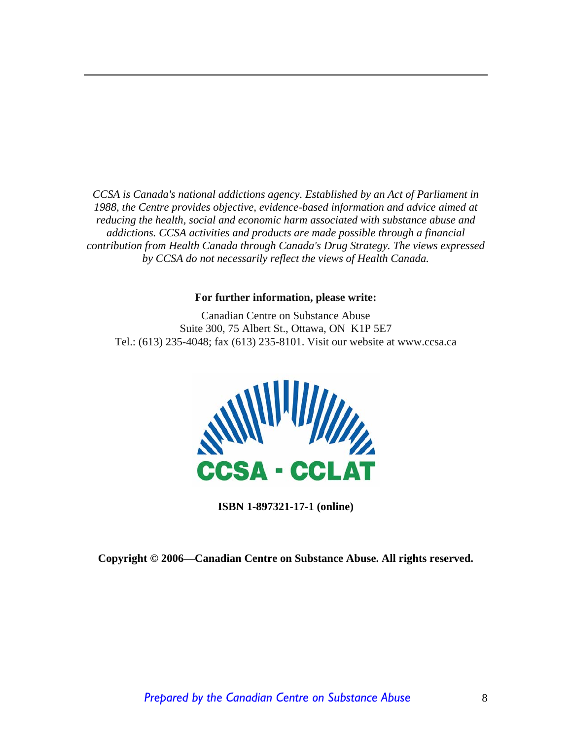*CCSA is Canada's national addictions agency. Established by an Act of Parliament in 1988, the Centre provides objective, evidence-based information and advice aimed at reducing the health, social and economic harm associated with substance abuse and addictions. CCSA activities and products are made possible through a financial contribution from Health Canada through Canada's Drug Strategy. The views expressed by CCSA do not necessarily reflect the views of Health Canada.*

**For further information, please write:**

Canadian Centre on Substance Abuse
Suite 300, 75 Albert St., Ottawa, ON K1P 5E7
Tel.: (613) 235-4048; fax (613) 235-8101. Visit our website at www.ccsa.ca

CCSA - CCLAT

**ISBN 1-897321-17-1 (online)**

**Copyright © 2006—Canadian Centre on Substance Abuse. All rights reserved.**